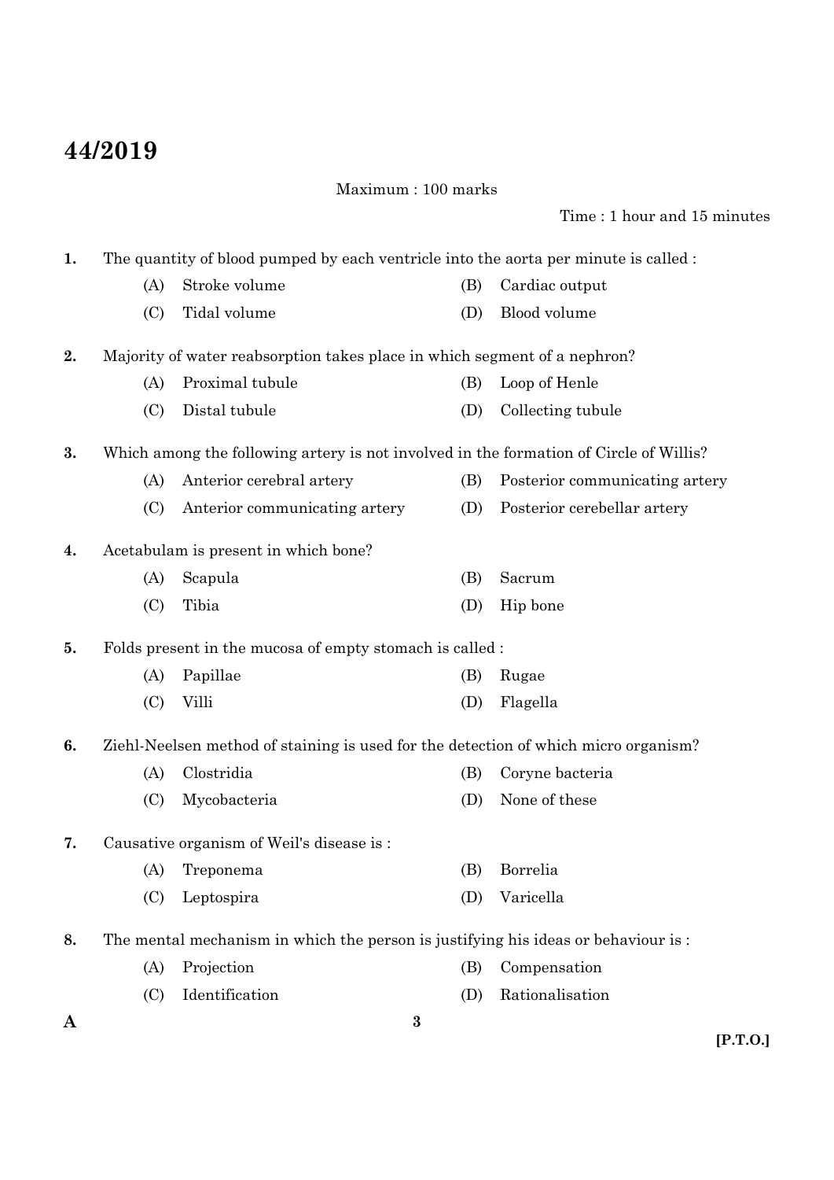# 44/2019

Maximum : 100 marks

Time : 1 hour and 15 minutes

1. The quantity of blood pumped by each ventricle into the aorta per minute is called :
   - (A) Stroke volume
   - (B) Cardiac output
   - (C) Tidal volume
   - (D) Blood volume

2. Majority of water reabsorption takes place in which segment of a nephron?
   - (A) Proximal tubule
   - (B) Loop of Henle
   - (C) Distal tubule
   - (D) Collecting tubule

3. Which among the following artery is not involved in the formation of Circle of Willis?
   - (A) Anterior cerebral artery
   - (B) Posterior communicating artery
   - (C) Anterior communicating artery
   - (D) Posterior cerebellar artery

4. Acetabulam is present in which bone?
   - (A) Scapula
   - (B) Sacrum
   - (C) Tibia
   - (D) Hip bone

5. Folds present in the mucosa of empty stomach is called :
   - (A) Papillae
   - (B) Rugae
   - (C) Villi
   - (D) Flagella

6. Ziehl-Neelsen method of staining is used for the detection of which micro organism?
   - (A) Clostridia
   - (B) Coryne bacteria
   - (C) Mycobacteria
   - (D) None of these

7. Causative organism of Weil's disease is :
   - (A) Treponema
   - (B) Borrelia
   - (C) Leptospira
   - (D) Varicella

8. The mental mechanism in which the person is justifying his ideas or behaviour is :
   - (A) Projection
   - (B) Compensation
   - (C) Identification
   - (D) Rationalisation

A

[P.T.O.]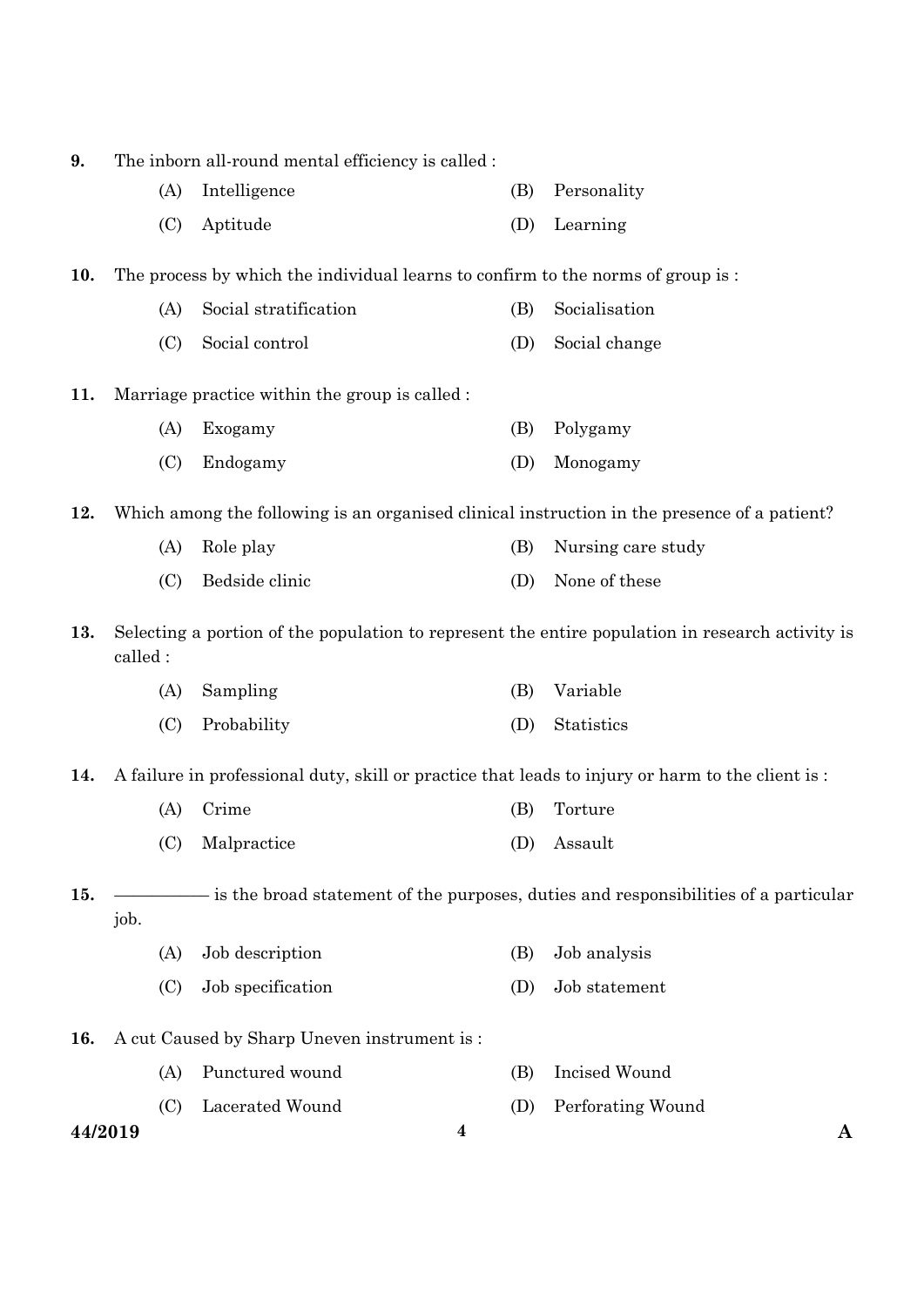9. The inborn all-round mental efficiency is called :

   (A) Intelligence
   (B) Personality
   (C) Aptitude
   (D) Learning

10. The process by which the individual learns to confirm to the norms of group is :

    (A) Social stratification
    (B) Socialisation
    (C) Social control
    (D) Social change

11. Marriage practice within the group is called :

    (A) Exogamy
    (B) Polygamy
    (C) Endogamy
    (D) Monogamy

12. Which among the following is an organised clinical instruction in the presence of a patient?

    (A) Role play
    (B) Nursing care study
    (C) Bedside clinic
    (D) None of these

13. Selecting a portion of the population to represent the entire population in research activity is called :

    (A) Sampling
    (B) Variable
    (C) Probability
    (D) Statistics

14. A failure in professional duty, skill or practice that leads to injury or harm to the client is :

    (A) Crime
    (B) Torture
    (C) Malpractice
    (D) Assault

15. ―――――― is the broad statement of the purposes, duties and responsibilities of a particular job.

    (A) Job description
    (B) Job analysis
    (C) Job specification
    (D) Job statement

16. A cut Caused by Sharp Uneven instrument is :

    (A) Punctured wound
    (B) Incised Wound
    (C) Lacerated Wound
    (D) Perforating Wound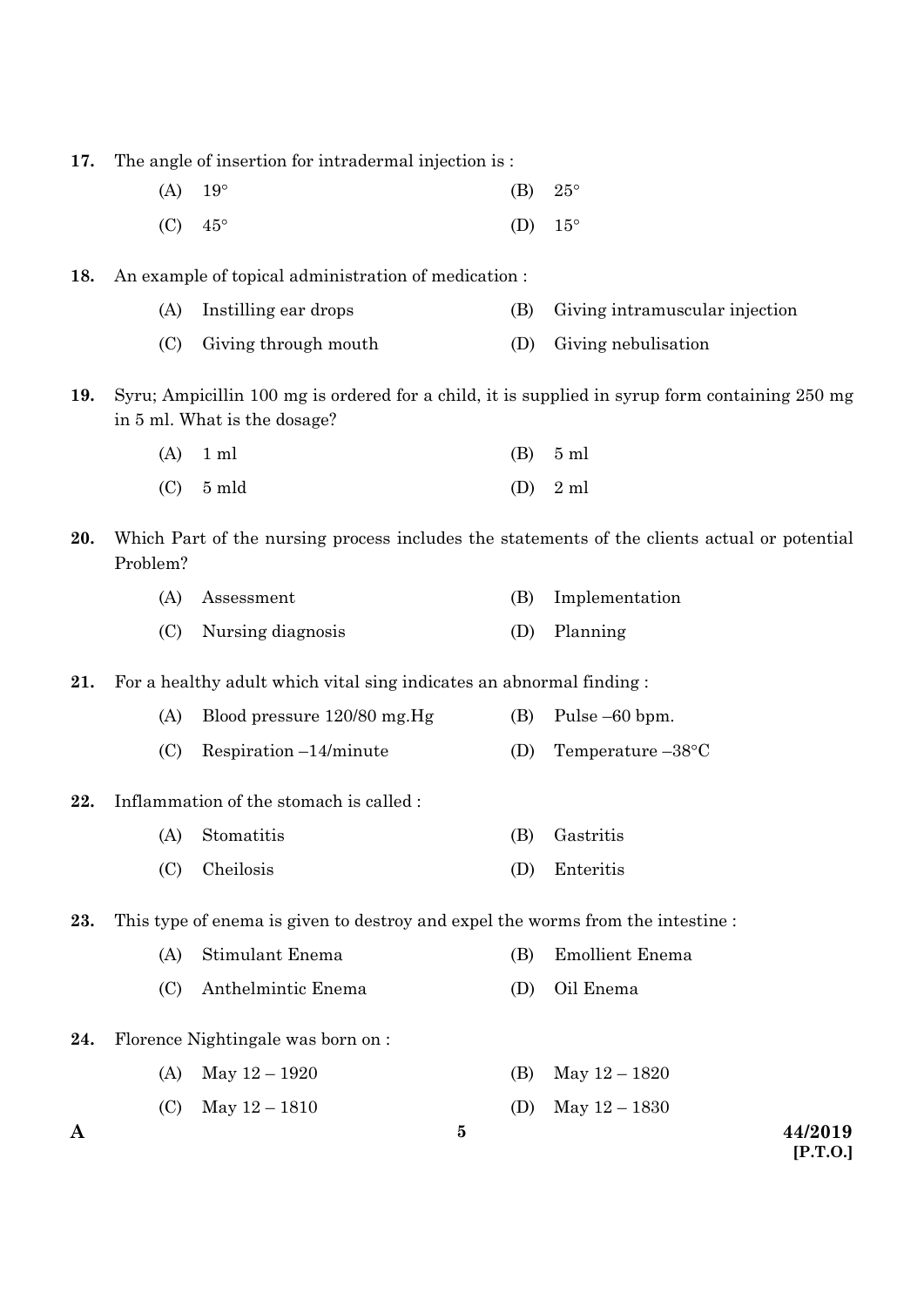17. The angle of insertion for intradermal injection is :

    (A) 19°
    (B) 25°
    (C) 45°
    (D) 15°

18. An example of topical administration of medication :

    (A) Instilling ear drops
    (B) Giving intramuscular injection
    (C) Giving through mouth
    (D) Giving nebulisation

19. Syru; Ampicillin 100 mg is ordered for a child, it is supplied in syrup form containing 250 mg in 5 ml. What is the dosage?

    (A) 1 ml
    (B) 5 ml
    (C) 5 mld
    (D) 2 ml

20. Which Part of the nursing process includes the statements of the clients actual or potential Problem?

    (A) Assessment
    (B) Implementation
    (C) Nursing diagnosis
    (D) Planning

21. For a healthy adult which vital sing indicates an abnormal finding :

    (A) Blood pressure 120/80 mg.Hg
    (B) Pulse –60 bpm.
    (C) Respiration –14/minute
    (D) Temperature –38°C

22. Inflammation of the stomach is called :

    (A) Stomatitis
    (B) Gastritis
    (C) Cheilosis
    (D) Enteritis

23. This type of enema is given to destroy and expel the worms from the intestine :

    (A) Stimulant Enema
    (B) Emollient Enema
    (C) Anthelmintic Enema
    (D) Oil Enema

24. Florence Nightingale was born on :

    (A) May 12 – 1920
    (B) May 12 – 1820
    (C) May 12 – 1810
    (D) May 12 – 1830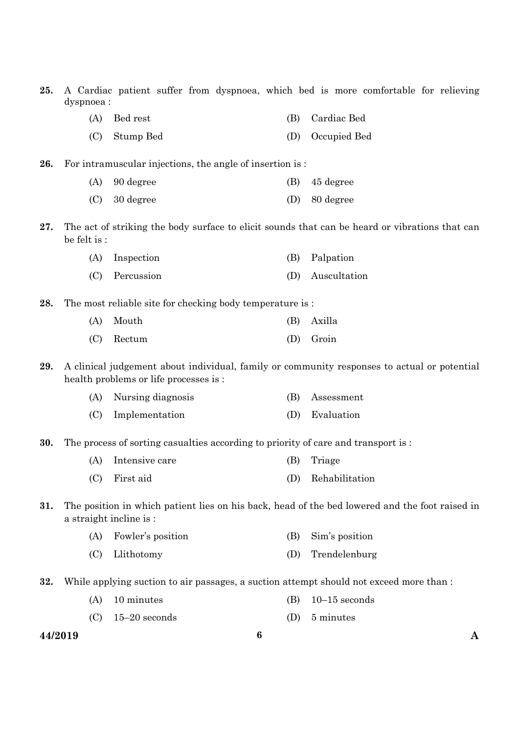25. A Cardiac patient suffer from dyspnoea, which bed is more comfortable for relieving dyspnoea :

(A) Bed rest
(B) Cardiac Bed
(C) Stump Bed
(D) Occupied Bed

26. For intramuscular injections, the angle of insertion is :

(A) 90 degree
(B) 45 degree
(C) 30 degree
(D) 80 degree

27. The act of striking the body surface to elicit sounds that can be heard or vibrations that can be felt is :

(A) Inspection
(B) Palpation
(C) Percussion
(D) Auscultation

28. The most reliable site for checking body temperature is :

(A) Mouth
(B) Axilla
(C) Rectum
(D) Groin

29. A clinical judgement about individual, family or community responses to actual or potential health problems or life processes is :

(A) Nursing diagnosis
(B) Assessment
(C) Implementation
(D) Evaluation

30. The process of sorting casualties according to priority of care and transport is :

(A) Intensive care
(B) Triage
(C) First aid
(D) Rehabilitation

31. The position in which patient lies on his back, head of the bed lowered and the foot raised in a straight incline is :

(A) Fowler's position
(B) Sim's position
(C) Llithotomy
(D) Trendelenburg

32. While applying suction to air passages, a suction attempt should not exceed more than :

(A) 10 minutes
(B) 10–15 seconds
(C) 15–20 seconds
(D) 5 minutes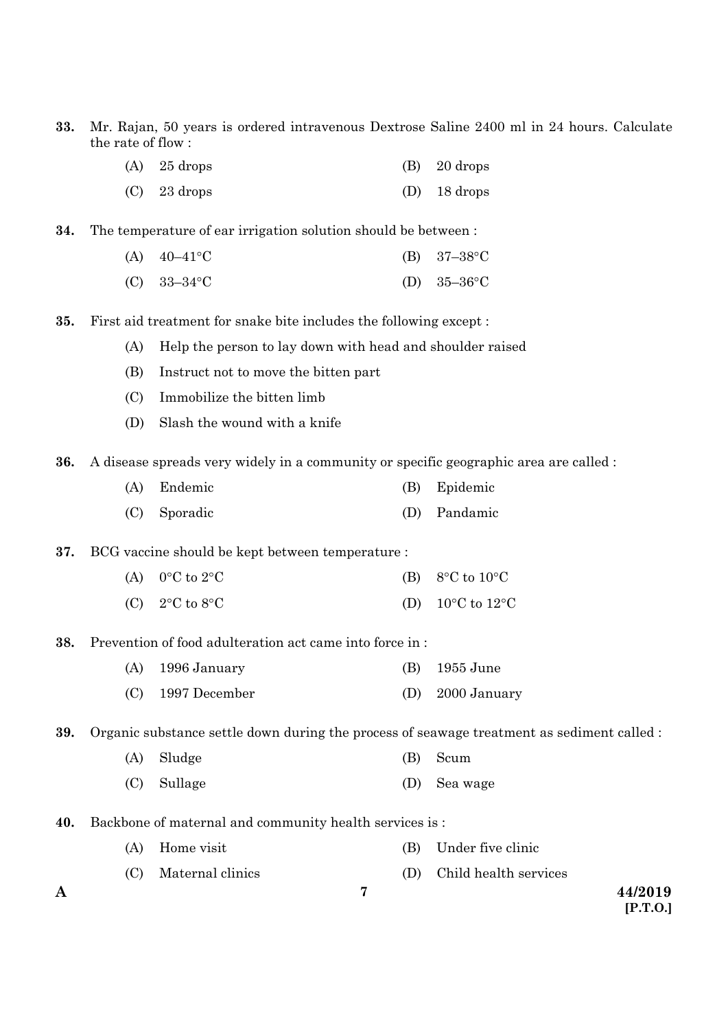33. Mr. Rajan, 50 years is ordered intravenous Dextrose Saline 2400 ml in 24 hours. Calculate the rate of flow :

(A) 25 drops
(B) 20 drops
(C) 23 drops
(D) 18 drops

34. The temperature of ear irrigation solution should be between :

(A) 40–41°C
(B) 37–38°C
(C) 33–34°C
(D) 35–36°C

35. First aid treatment for snake bite includes the following except :

(A) Help the person to lay down with head and shoulder raised
(B) Instruct not to move the bitten part
(C) Immobilize the bitten limb
(D) Slash the wound with a knife

36. A disease spreads very widely in a community or specific geographic area are called :

(A) Endemic
(B) Epidemic
(C) Sporadic
(D) Pandamic

37. BCG vaccine should be kept between temperature :

(A) 0°C to 2°C
(B) 8°C to 10°C
(C) 2°C to 8°C
(D) 10°C to 12°C

38. Prevention of food adulteration act came into force in :

(A) 1996 January
(B) 1955 June
(C) 1997 December
(D) 2000 January

39. Organic substance settle down during the process of seawage treatment as sediment called :

(A) Sludge
(B) Scum
(C) Sullage
(D) Sea wage

40. Backbone of maternal and community health services is :

(A) Home visit
(B) Under five clinic
(C) Maternal clinics
(D) Child health services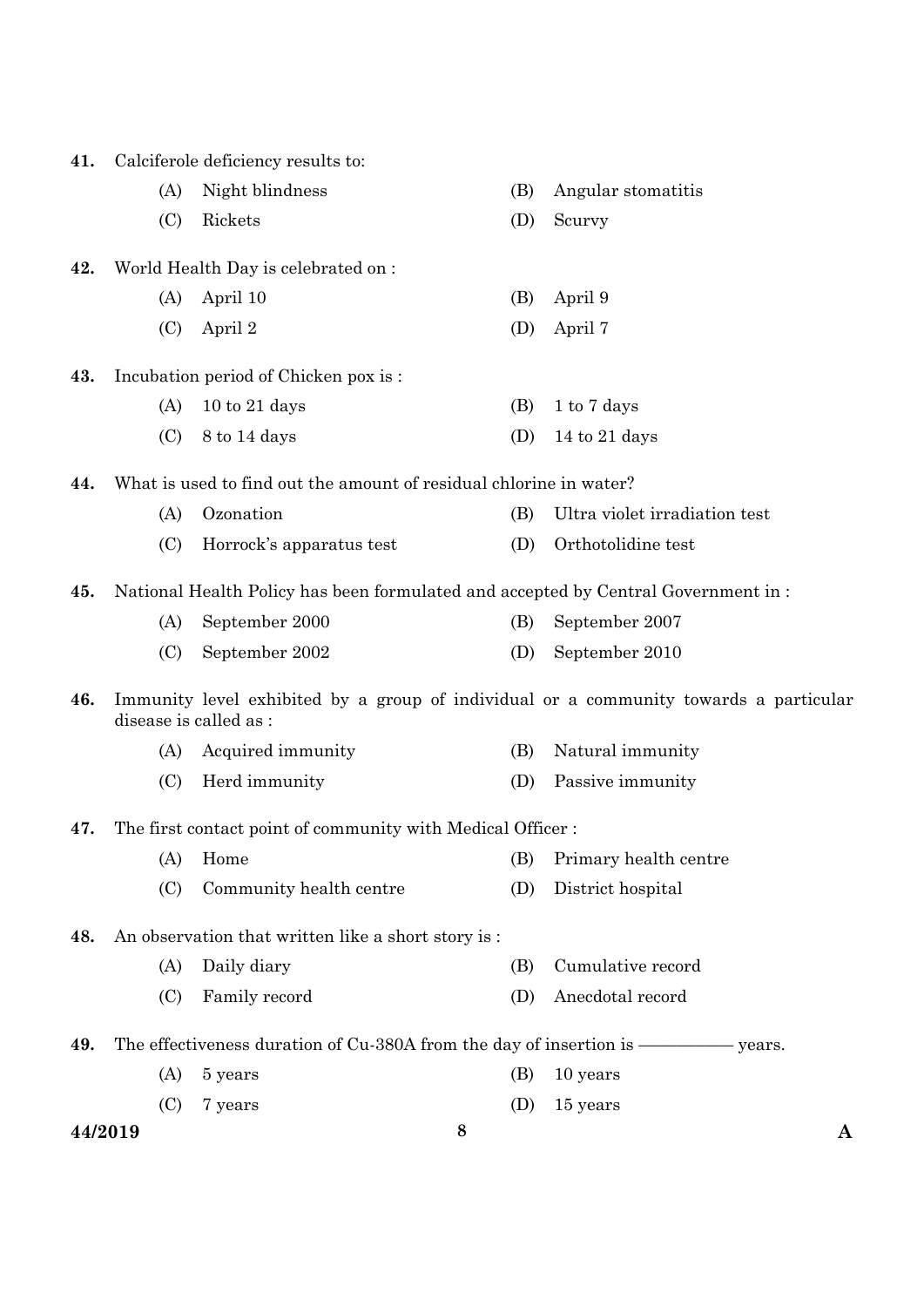41. Calciferole deficiency results to:

    (A) Night blindness
    (B) Angular stomatitis
    (C) Rickets
    (D) Scurvy

42. World Health Day is celebrated on :

    (A) April 10
    (B) April 9
    (C) April 2
    (D) April 7

43. Incubation period of Chicken pox is :

    (A) 10 to 21 days
    (B) 1 to 7 days
    (C) 8 to 14 days
    (D) 14 to 21 days

44. What is used to find out the amount of residual chlorine in water?

    (A) Ozonation
    (B) Ultra violet irradiation test
    (C) Horrock's apparatus test
    (D) Orthotolidine test

45. National Health Policy has been formulated and accepted by Central Government in :

    (A) September 2000
    (B) September 2007
    (C) September 2002
    (D) September 2010

46. Immunity level exhibited by a group of individual or a community towards a particular disease is called as :

    (A) Acquired immunity
    (B) Natural immunity
    (C) Herd immunity
    (D) Passive immunity

47. The first contact point of community with Medical Officer :

    (A) Home
    (B) Primary health centre
    (C) Community health centre
    (D) District hospital

48. An observation that written like a short story is :

    (A) Daily diary
    (B) Cumulative record
    (C) Family record
    (D) Anecdotal record

49. The effectiveness duration of Cu-380A from the day of insertion is —————— years.

    (A) 5 years
    (B) 10 years
    (C) 7 years
    (D) 15 years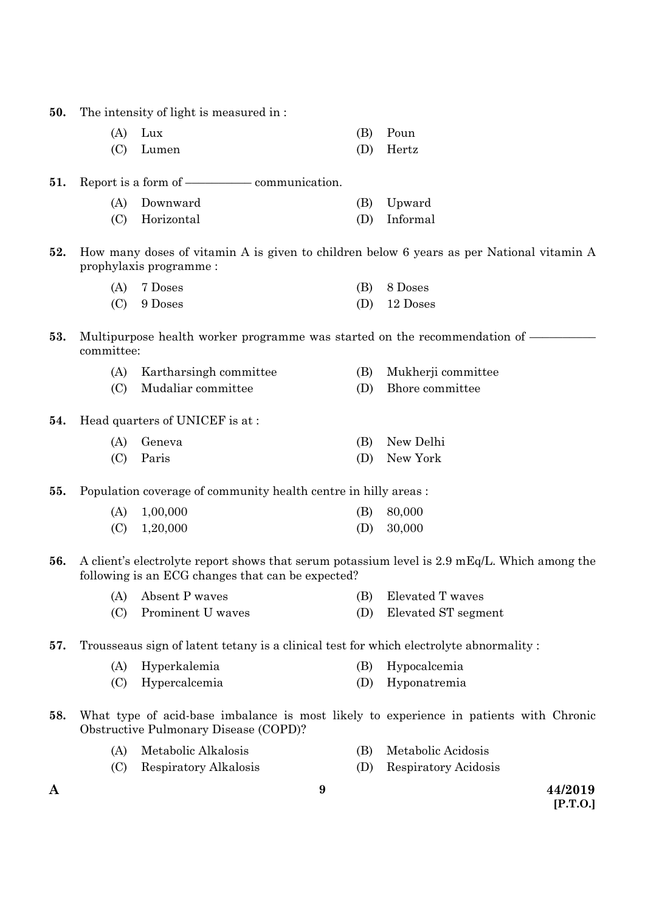50. The intensity of light is measured in :

(A) Lux (B) Poun
(C) Lumen (D) Hertz

51. Report is a form of ————— communication.

(A) Downward (B) Upward
(C) Horizontal (D) Informal

52. How many doses of vitamin A is given to children below 6 years as per National vitamin A prophylaxis programme :

(A) 7 Doses (B) 8 Doses
(C) 9 Doses (D) 12 Doses

53. Multipurpose health worker programme was started on the recommendation of ————— committee:

(A) Kartharsingh committee (B) Mukherji committee
(C) Mudaliar committee (D) Bhore committee

54. Head quarters of UNICEF is at :

(A) Geneva (B) New Delhi
(C) Paris (D) New York

55. Population coverage of community health centre in hilly areas :

(A) 1,00,000 (B) 80,000
(C) 1,20,000 (D) 30,000

56. A client's electrolyte report shows that serum potassium level is 2.9 mEq/L. Which among the following is an ECG changes that can be expected?

(A) Absent P waves (B) Elevated T waves
(C) Prominent U waves (D) Elevated ST segment

57. Trousseaus sign of latent tetany is a clinical test for which electrolyte abnormality :

(A) Hyperkalemia (B) Hypocalcemia
(C) Hypercalcemia (D) Hyponatremia

58. What type of acid-base imbalance is most likely to experience in patients with Chronic Obstructive Pulmonary Disease (COPD)?

(A) Metabolic Alkalosis (B) Metabolic Acidosis
(C) Respiratory Alkalosis (D) Respiratory Acidosis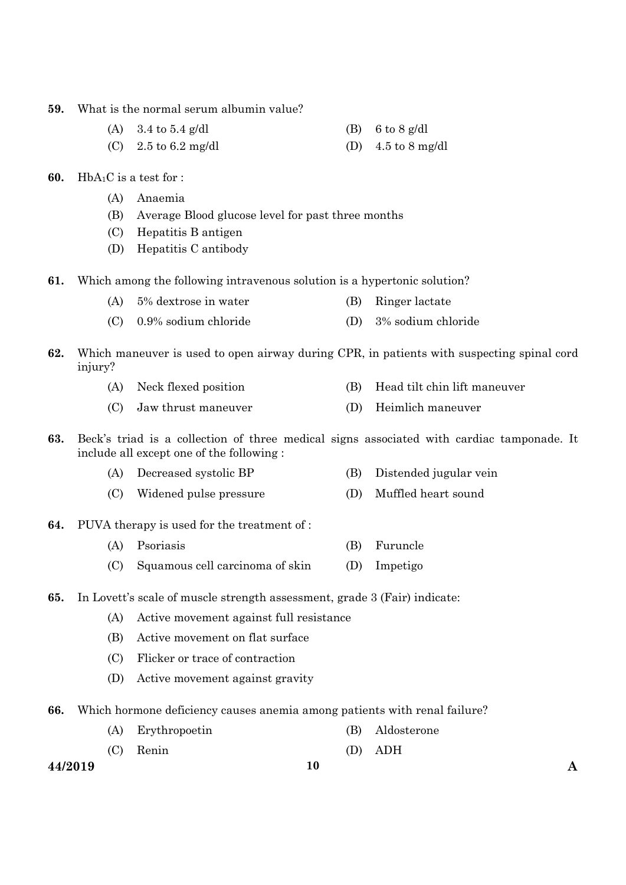**59.** What is the normal serum albumin value?

(A) 3.4 to 5.4 g/dl
(B) 6 to 8 g/dl
(C) 2.5 to 6.2 mg/dl
(D) 4.5 to 8 mg/dl

**60.** $HbA_1C$ is a test for :

(A) Anaemia
(B) Average Blood glucose level for past three months
(C) Hepatitis B antigen
(D) Hepatitis C antibody

**61.** Which among the following intravenous solution is a hypertonic solution?

(A) 5% dextrose in water
(B) Ringer lactate
(C) 0.9% sodium chloride
(D) 3% sodium chloride

**62.** Which maneuver is used to open airway during CPR, in patients with suspecting spinal cord injury?

(A) Neck flexed position
(B) Head tilt chin lift maneuver
(C) Jaw thrust maneuver
(D) Heimlich maneuver

**63.** Beck's triad is a collection of three medical signs associated with cardiac tamponade. It include all except one of the following :

(A) Decreased systolic BP
(B) Distended jugular vein
(C) Widened pulse pressure
(D) Muffled heart sound

**64.** PUVA therapy is used for the treatment of :

(A) Psoriasis
(B) Furuncle
(C) Squamous cell carcinoma of skin
(D) Impetigo

**65.** In Lovett's scale of muscle strength assessment, grade 3 (Fair) indicate:

(A) Active movement against full resistance
(B) Active movement on flat surface
(C) Flicker or trace of contraction
(D) Active movement against gravity

**66.** Which hormone deficiency causes anemia among patients with renal failure?

(A) Erythropoetin
(B) Aldosterone
(C) Renin
(D) ADH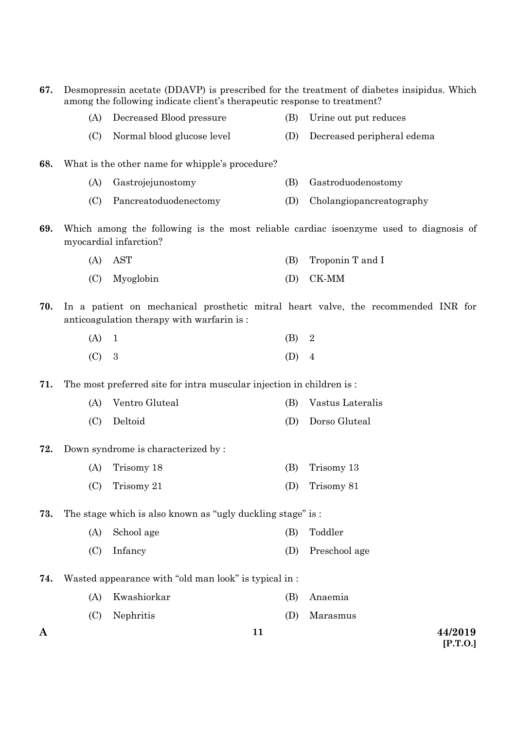67. Desmopressin acetate (DDAVP) is prescribed for the treatment of diabetes insipidus. Which among the following indicate client's therapeutic response to treatment?

(A) Decreased Blood pressure
(B) Urine out put reduces
(C) Normal blood glucose level
(D) Decreased peripheral edema

68. What is the other name for whipple's procedure?

(A) Gastrojejunostomy
(B) Gastroduodenostomy
(C) Pancreatoduodenectomy
(D) Cholangiopancreatography

69. Which among the following is the most reliable cardiac isoenzyme used to diagnosis of myocardial infarction?

(A) AST
(B) Troponin T and I
(C) Myoglobin
(D) CK-MM

70. In a patient on mechanical prosthetic mitral heart valve, the recommended INR for anticoagulation therapy with warfarin is :

(A) 1
(B) 2
(C) 3
(D) 4

71. The most preferred site for intra muscular injection in children is :

(A) Ventro Gluteal
(B) Vastus Lateralis
(C) Deltoid
(D) Dorso Gluteal

72. Down syndrome is characterized by :

(A) Trisomy 18
(B) Trisomy 13
(C) Trisomy 21
(D) Trisomy 81

73. The stage which is also known as "ugly duckling stage" is :

(A) School age
(B) Toddler
(C) Infancy
(D) Preschool age

74. Wasted appearance with "old man look" is typical in :

(A) Kwashiorkar
(B) Anaemia
(C) Nephritis
(D) Marasmus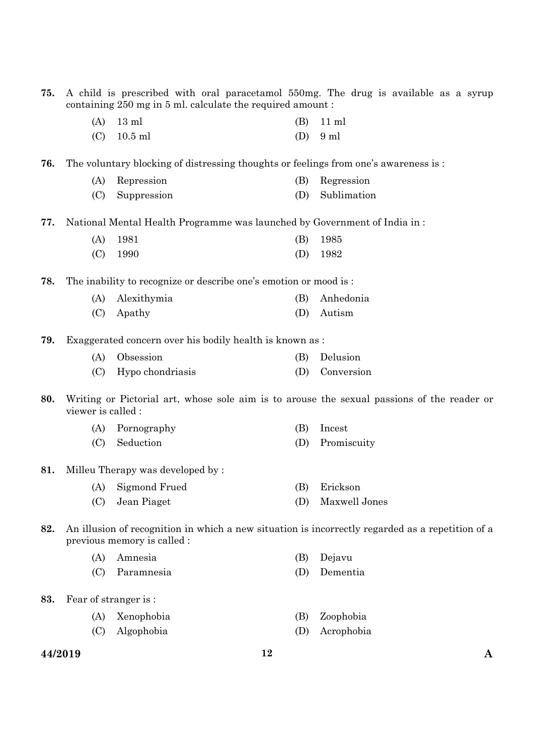75. A child is prescribed with oral paracetamol 550mg. The drug is available as a syrup containing 250 mg in 5 ml. calculate the required amount :

(A) 13 ml
(B) 11 ml
(C) 10.5 ml
(D) 9 ml

76. The voluntary blocking of distressing thoughts or feelings from one's awareness is :

(A) Repression
(B) Regression
(C) Suppression
(D) Sublimation

77. National Mental Health Programme was launched by Government of India in :

(A) 1981
(B) 1985
(C) 1990
(D) 1982

78. The inability to recognize or describe one's emotion or mood is :

(A) Alexithymia
(B) Anhedonia
(C) Apathy
(D) Autism

79. Exaggerated concern over his bodily health is known as :

(A) Obsession
(B) Delusion
(C) Hypo chondriasis
(D) Conversion

80. Writing or Pictorial art, whose sole aim is to arouse the sexual passions of the reader or viewer is called :

(A) Pornography
(B) Incest
(C) Seduction
(D) Promiscuity

81. Milleu Therapy was developed by :

(A) Sigmond Frued
(B) Erickson
(C) Jean Piaget
(D) Maxwell Jones

82. An illusion of recognition in which a new situation is incorrectly regarded as a repetition of a previous memory is called :

(A) Amnesia
(B) Dejavu
(C) Paramnesia
(D) Dementia

83. Fear of stranger is :

(A) Xenophobia
(B) Zoophobia
(C) Algophobia
(D) Acrophobia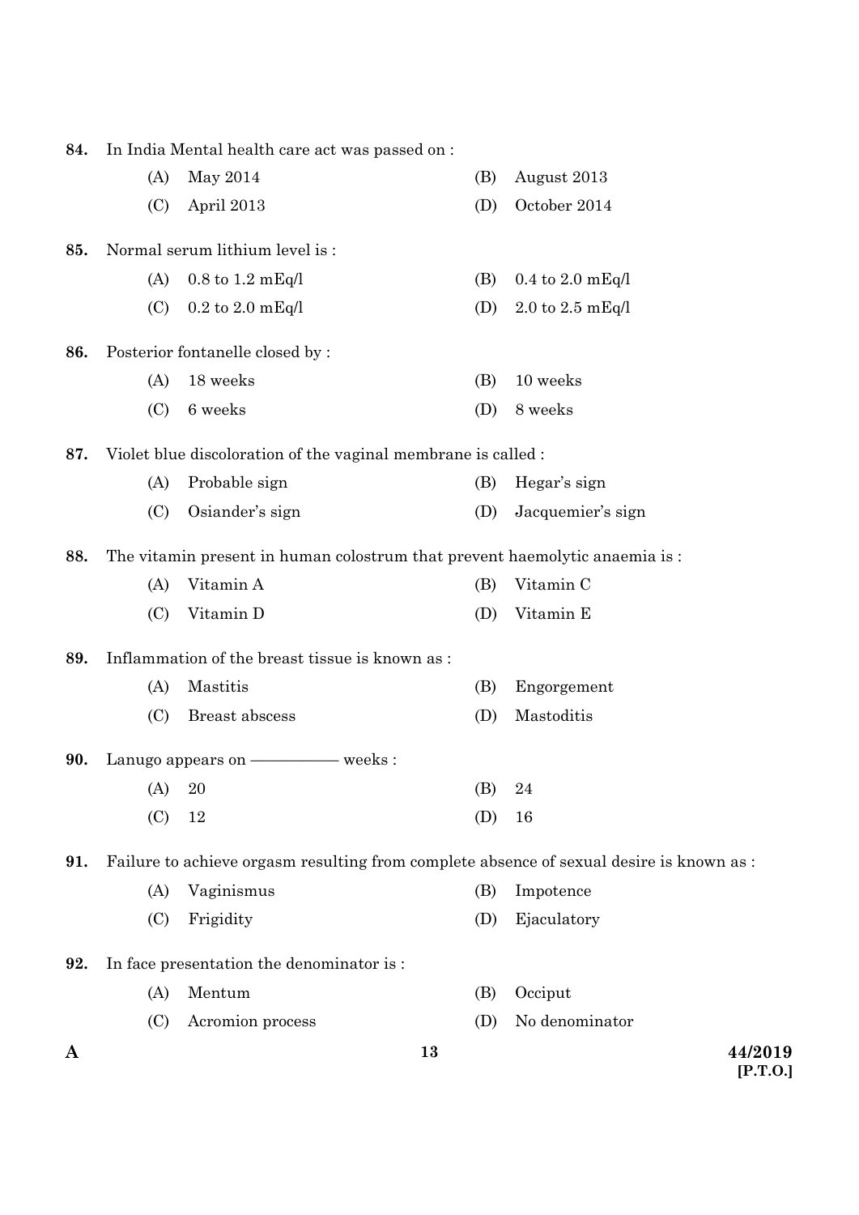84. In India Mental health care act was passed on :

(A) May 2014
(B) August 2013
(C) April 2013
(D) October 2014

85. Normal serum lithium level is :

(A) 0.8 to 1.2 mEq/l
(B) 0.4 to 2.0 mEq/l
(C) 0.2 to 2.0 mEq/l
(D) 2.0 to 2.5 mEq/l

86. Posterior fontanelle closed by :

(A) 18 weeks
(B) 10 weeks
(C) 6 weeks
(D) 8 weeks

87. Violet blue discoloration of the vaginal membrane is called :

(A) Probable sign
(B) Hegar's sign
(C) Osiander's sign
(D) Jacquemier's sign

88. The vitamin present in human colostrum that prevent haemolytic anaemia is :

(A) Vitamin A
(B) Vitamin C
(C) Vitamin D
(D) Vitamin E

89. Inflammation of the breast tissue is known as :

(A) Mastitis
(B) Engorgement
(C) Breast abscess
(D) Mastoditis

90. Lanugo appears on ———— weeks :

(A) 20
(B) 24
(C) 12
(D) 16

91. Failure to achieve orgasm resulting from complete absence of sexual desire is known as :

(A) Vaginismus
(B) Impotence
(C) Frigidity
(D) Ejaculatory

92. In face presentation the denominator is :

(A) Mentum
(B) Occiput
(C) Acromion process
(D) No denominator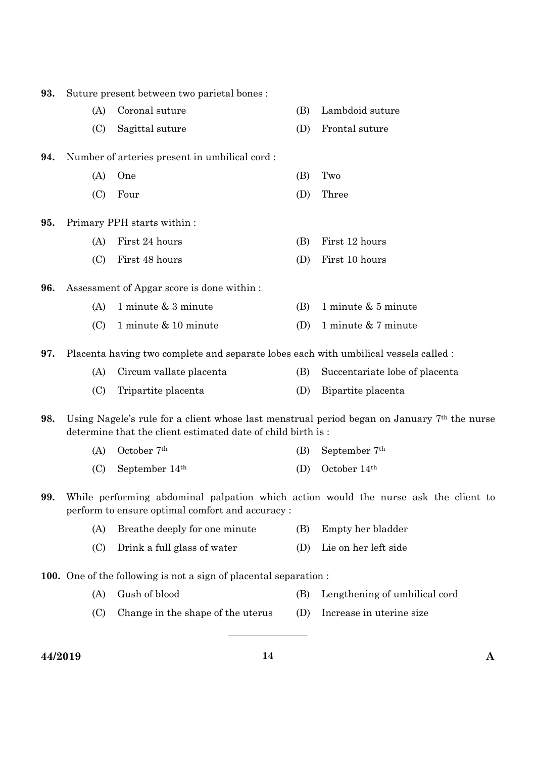93. Suture present between two parietal bones :

(A) Coronal suture
(B) Lambdoid suture
(C) Sagittal suture
(D) Frontal suture

94. Number of arteries present in umbilical cord :

(A) One
(B) Two
(C) Four
(D) Three

95. Primary PPH starts within :

(A) First 24 hours
(B) First 12 hours
(C) First 48 hours
(D) First 10 hours

96. Assessment of Apgar score is done within :

(A) 1 minute & 3 minute
(B) 1 minute & 5 minute
(C) 1 minute & 10 minute
(D) 1 minute & 7 minute

97. Placenta having two complete and separate lobes each with umbilical vessels called :

(A) Circum vallate placenta
(B) Succentariate lobe of placenta
(C) Tripartite placenta
(D) Bipartite placenta

98. Using Nagele's rule for a client whose last menstrual period began on January 7th the nurse determine that the client estimated date of child birth is :

(A) October 7th
(B) September 7th
(C) September 14th
(D) October 14th

99. While performing abdominal palpation which action would the nurse ask the client to perform to ensure optimal comfort and accuracy :

(A) Breathe deeply for one minute
(B) Empty her bladder
(C) Drink a full glass of water
(D) Lie on her left side

100. One of the following is not a sign of placental separation :

(A) Gush of blood
(B) Lengthening of umbilical cord
(C) Change in the shape of the uterus
(D) Increase in uterine size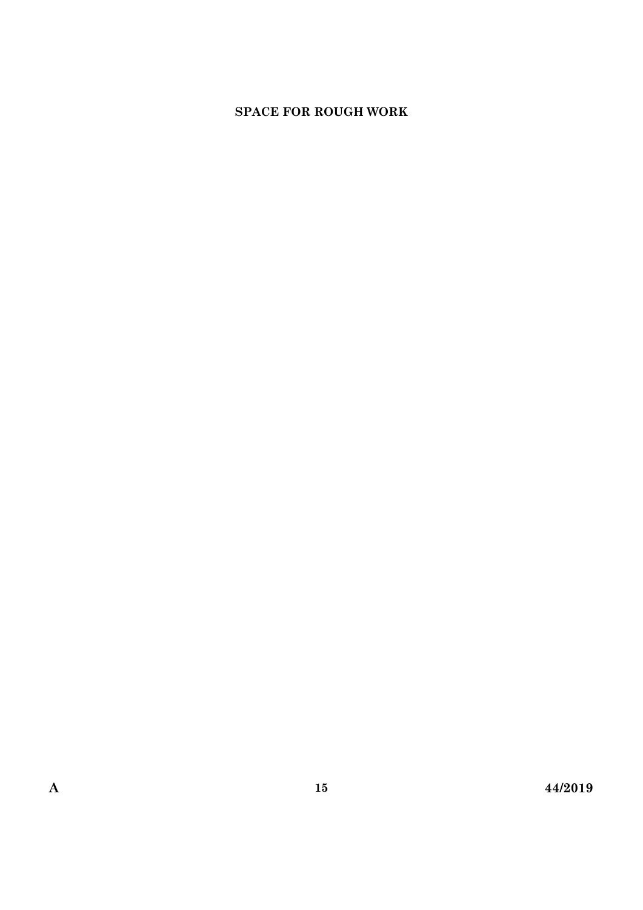**SPACE FOR ROUGH WORK**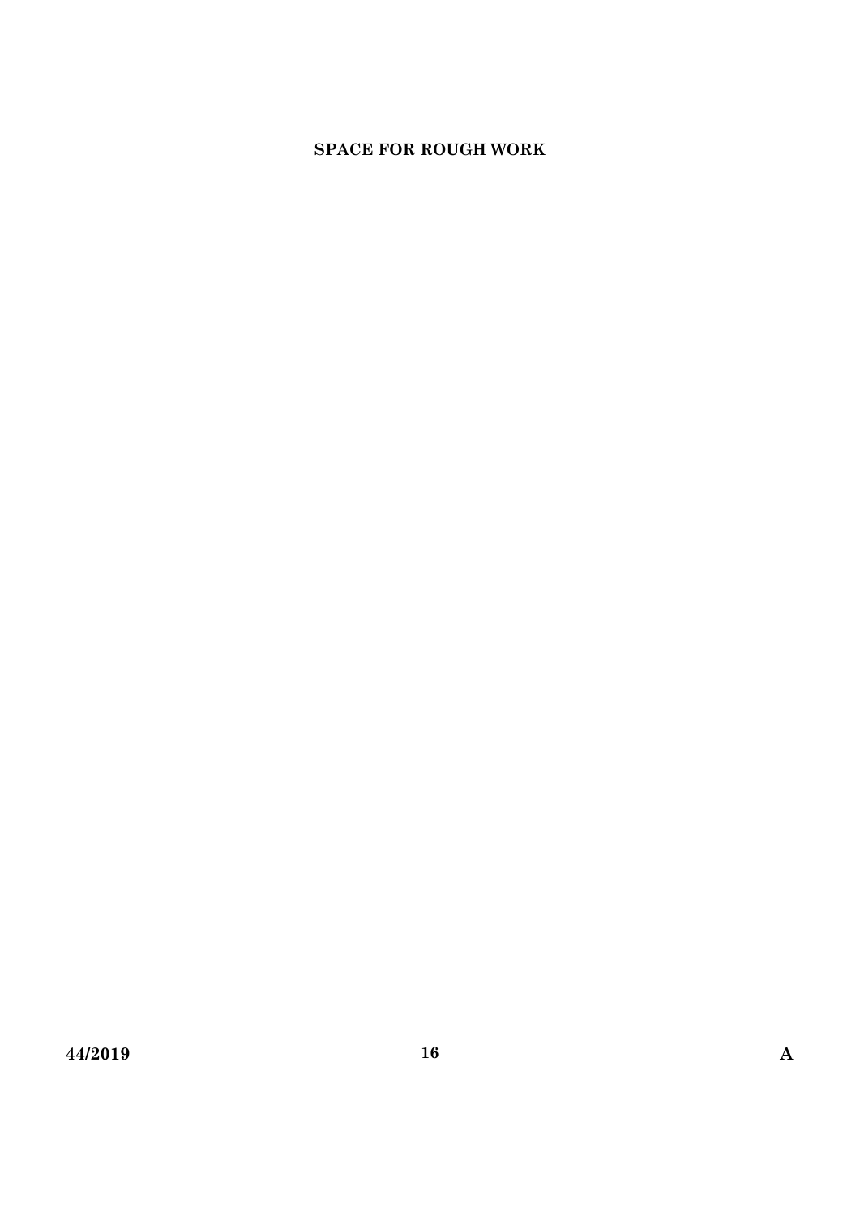**SPACE FOR ROUGH WORK**